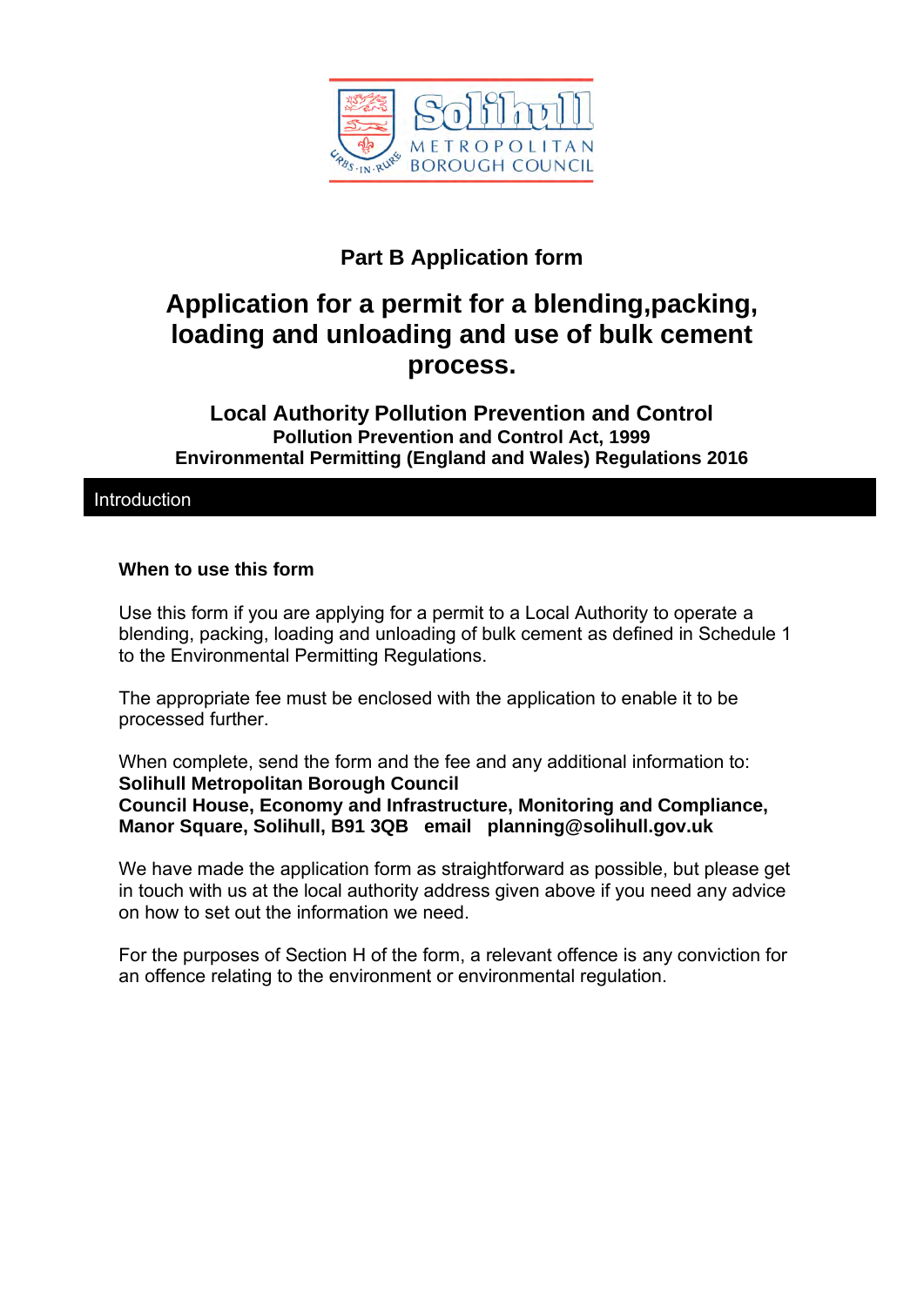## Part B Application form

# Application for a permit for a blending,packing, loading and unloading and use of bulk cement process.

### Local Authority Pollution Prevention and Control

**Pollution Prevention and Control Act, 1999**
**Environmental Permitting (England and Wales) Regulations 2016**

## Introduction

**When to use this form**

Use this form if you are applying for a permit to a Local Authority to operate a blending, packing, loading and unloading of bulk cement as defined in Schedule 1 to the Environmental Permitting Regulations.

The appropriate fee must be enclosed with the application to enable it to be processed further.

When complete, send the form and the fee and any additional information to:
**Solihull Metropolitan Borough Council**
**Council House, Economy and Infrastructure, Monitoring and Compliance, Manor Square, Solihull, B91 3QB email planning@solihull.gov.uk**

We have made the application form as straightforward as possible, but please get in touch with us at the local authority address given above if you need any advice on how to set out the information we need.

For the purposes of Section H of the form, a relevant offence is any conviction for an offence relating to the environment or environmental regulation.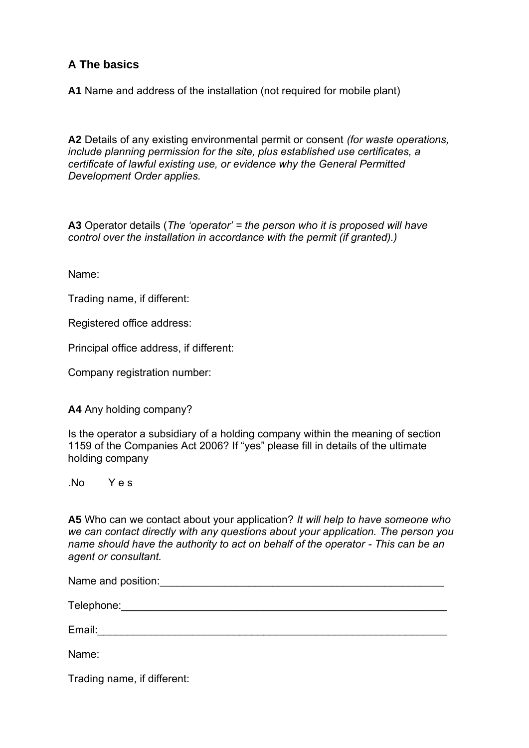## A The basics

**A1** Name and address of the installation (not required for mobile plant)

**A2** Details of any existing environmental permit or consent *(for waste operations, include planning permission for the site, plus established use certificates, a certificate of lawful existing use, or evidence why the General Permitted Development Order applies.*

**A3** Operator details (*The 'operator' = the person who it is proposed will have control over the installation in accordance with the permit (if granted).)*

Name:

Trading name, if different:

Registered office address:

Principal office address, if different:

Company registration number:

**A4** Any holding company?

Is the operator a subsidiary of a holding company within the meaning of section 1159 of the Companies Act 2006? If "yes" please fill in details of the ultimate holding company

.No Y e s

**A5** Who can we contact about your application? *It will help to have someone who we can contact directly with any questions about your application. The person you name should have the authority to act on behalf of the operator - This can be an agent or consultant.*

Name and position:\_\_\_\_\_\_\_\_\_\_\_\_\_\_\_\_\_\_\_\_\_\_\_\_\_\_\_\_\_\_\_\_\_\_\_\_\_\_\_\_\_\_\_\_\_\_

Telephone:\_\_\_\_\_\_\_\_\_\_\_\_\_\_\_\_\_\_\_\_\_\_\_\_\_\_\_\_\_\_\_\_\_\_\_\_\_\_\_\_\_\_\_\_\_\_\_\_\_\_\_\_

Email:\_\_\_\_\_\_\_\_\_\_\_\_\_\_\_\_\_\_\_\_\_\_\_\_\_\_\_\_\_\_\_\_\_\_\_\_\_\_\_\_\_\_\_\_\_\_\_\_\_\_\_\_\_\_\_

Name:

Trading name, if different: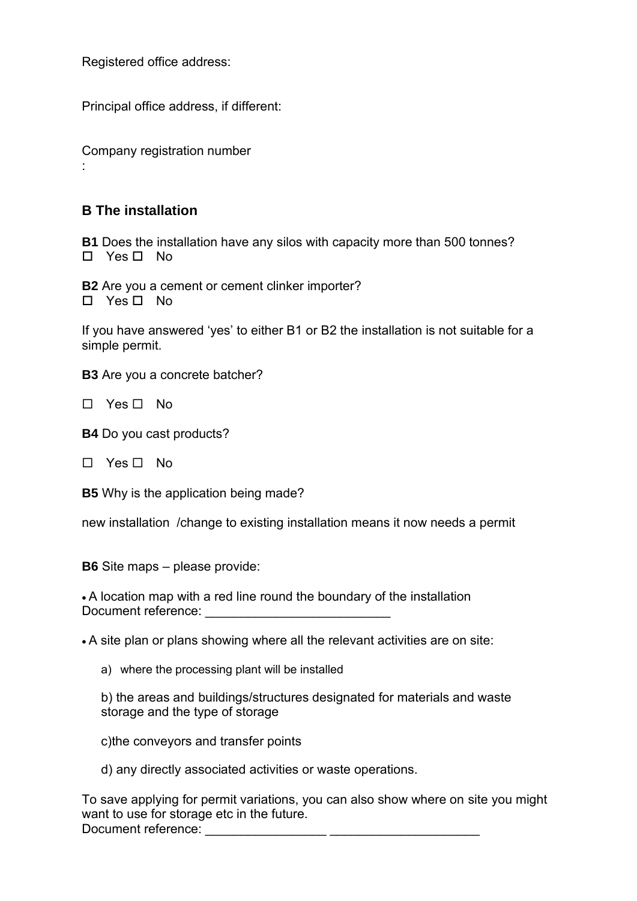Registered office address:

Principal office address, if different:

Company registration number
:

## B The installation

**B1** Does the installation have any silos with capacity more than 500 tonnes?
☐ Yes ☐ No

**B2** Are you a cement or cement clinker importer?
☐ Yes ☐ No

If you have answered 'yes' to either B1 or B2 the installation is not suitable for a simple permit.

**B3** Are you a concrete batcher?

☐ Yes ☐ No

**B4** Do you cast products?

☐ Yes ☐ No

**B5** Why is the application being made?

new installation /change to existing installation means it now needs a permit

**B6** Site maps – please provide:

- A location map with a red line round the boundary of the installation
Document reference: _________________________

- A site plan or plans showing where all the relevant activities are on site:

  a) where the processing plant will be installed

  b) the areas and buildings/structures designated for materials and waste storage and the type of storage

  c)the conveyors and transfer points

  d) any directly associated activities or waste operations.

To save applying for permit variations, you can also show where on site you might want to use for storage etc in the future.
Document reference: ________________ ____________________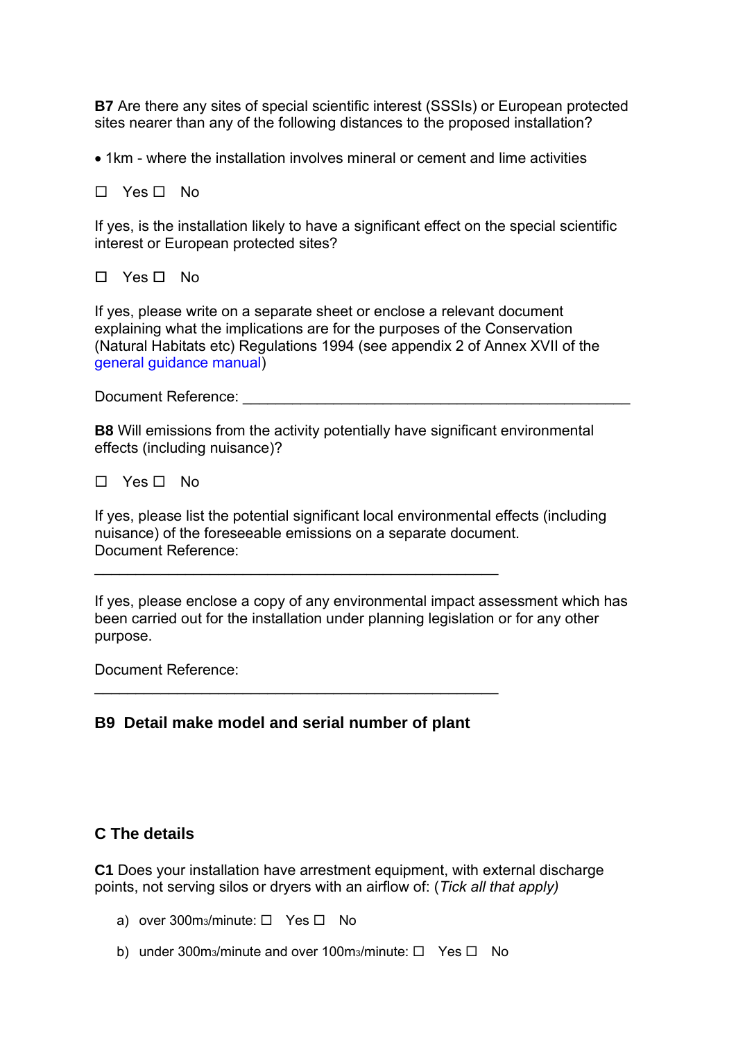**B7** Are there any sites of special scientific interest (SSSIs) or European protected sites nearer than any of the following distances to the proposed installation?

- 1km - where the installation involves mineral or cement and lime activities

☐ Yes ☐ No

If yes, is the installation likely to have a significant effect on the special scientific interest or European protected sites?

☐ Yes ☐ No

If yes, please write on a separate sheet or enclose a relevant document explaining what the implications are for the purposes of the Conservation (Natural Habitats etc) Regulations 1994 (see appendix 2 of Annex XVII of the general guidance manual)

Document Reference: ______________________________________________

**B8** Will emissions from the activity potentially have significant environmental effects (including nuisance)?

☐ Yes ☐ No

If yes, please list the potential significant local environmental effects (including nuisance) of the foreseeable emissions on a separate document.
Document Reference:
______________________________________________

If yes, please enclose a copy of any environmental impact assessment which has been carried out for the installation under planning legislation or for any other purpose.

Document Reference:
______________________________________________

### B9 Detail make model and serial number of plant

## C The details

**C1** Does your installation have arrestment equipment, with external discharge points, not serving silos or dryers with an airflow of: (*Tick all that apply)*

a) over 300m3/minute: ☐ Yes ☐ No

b) under 300m3/minute and over 100m3/minute: ☐ Yes ☐ No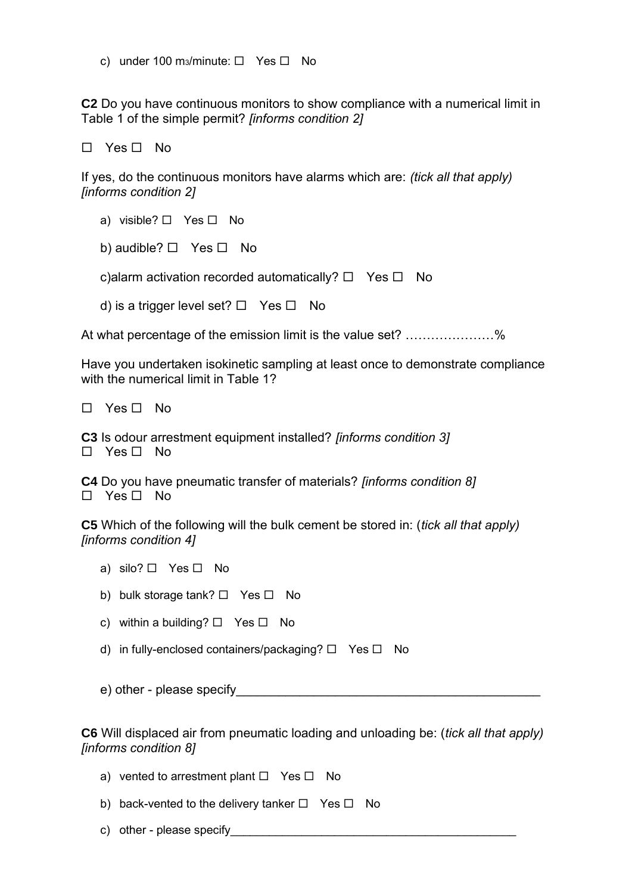c) under 100 $m^3$/minute: ☐ Yes ☐ No

**C2** Do you have continuous monitors to show compliance with a numerical limit in Table 1 of the simple permit? *[informs condition 2]*

☐ Yes ☐ No

If yes, do the continuous monitors have alarms which are: *(tick all that apply) [informs condition 2]*

a) visible? ☐ Yes ☐ No

b) audible? ☐ Yes ☐ No

c)alarm activation recorded automatically? ☐ Yes ☐ No

d) is a trigger level set? ☐ Yes ☐ No

At what percentage of the emission limit is the value set? …………………%

Have you undertaken isokinetic sampling at least once to demonstrate compliance with the numerical limit in Table 1?

☐ Yes ☐ No

**C3** Is odour arrestment equipment installed? *[informs condition 3]*
☐ Yes ☐ No

**C4** Do you have pneumatic transfer of materials? *[informs condition 8]*
☐ Yes ☐ No

**C5** Which of the following will the bulk cement be stored in: (*tick all that apply) [informs condition 4]*

a) silo? ☐ Yes ☐ No

b) bulk storage tank? ☐ Yes ☐ No

c) within a building? ☐ Yes ☐ No

d) in fully-enclosed containers/packaging? ☐ Yes ☐ No

e) other - please specify____________________________________________

**C6** Will displaced air from pneumatic loading and unloading be: (*tick all that apply) [informs condition 8]*

a) vented to arrestment plant ☐ Yes ☐ No

b) back-vented to the delivery tanker ☐ Yes ☐ No

c) other - please specify____________________________________________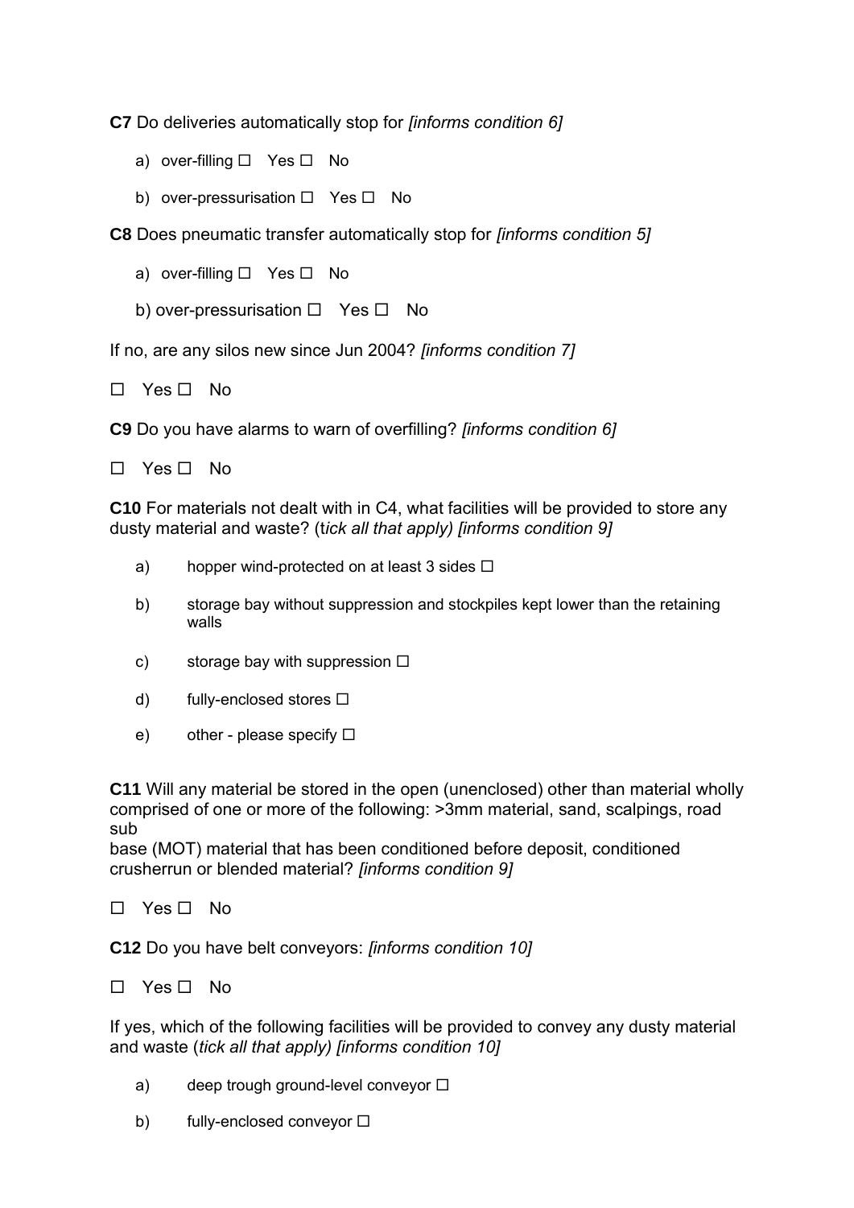**C7** Do deliveries automatically stop for *[informs condition 6]*

a) over-filling ☐ Yes ☐ No

b) over-pressurisation ☐ Yes ☐ No

**C8** Does pneumatic transfer automatically stop for *[informs condition 5]*

a) over-filling ☐ Yes ☐ No

b) over-pressurisation ☐ Yes ☐ No

If no, are any silos new since Jun 2004? *[informs condition 7]*

☐ Yes ☐ No

**C9** Do you have alarms to warn of overfilling? *[informs condition 6]*

☐ Yes ☐ No

**C10** For materials not dealt with in C4, what facilities will be provided to store any dusty material and waste? (t*ick all that apply) [informs condition 9]*

a) hopper wind-protected on at least 3 sides ☐

b) storage bay without suppression and stockpiles kept lower than the retaining walls

c) storage bay with suppression ☐

d) fully-enclosed stores ☐

e) other - please specify ☐

**C11** Will any material be stored in the open (unenclosed) other than material wholly comprised of one or more of the following: >3mm material, sand, scalpings, road sub
base (MOT) material that has been conditioned before deposit, conditioned crusherrun or blended material? *[informs condition 9]*

☐ Yes ☐ No

**C12** Do you have belt conveyors: *[informs condition 10]*

☐ Yes ☐ No

If yes, which of the following facilities will be provided to convey any dusty material and waste (*tick all that apply) [informs condition 10]*

a) deep trough ground-level conveyor ☐

b) fully-enclosed conveyor ☐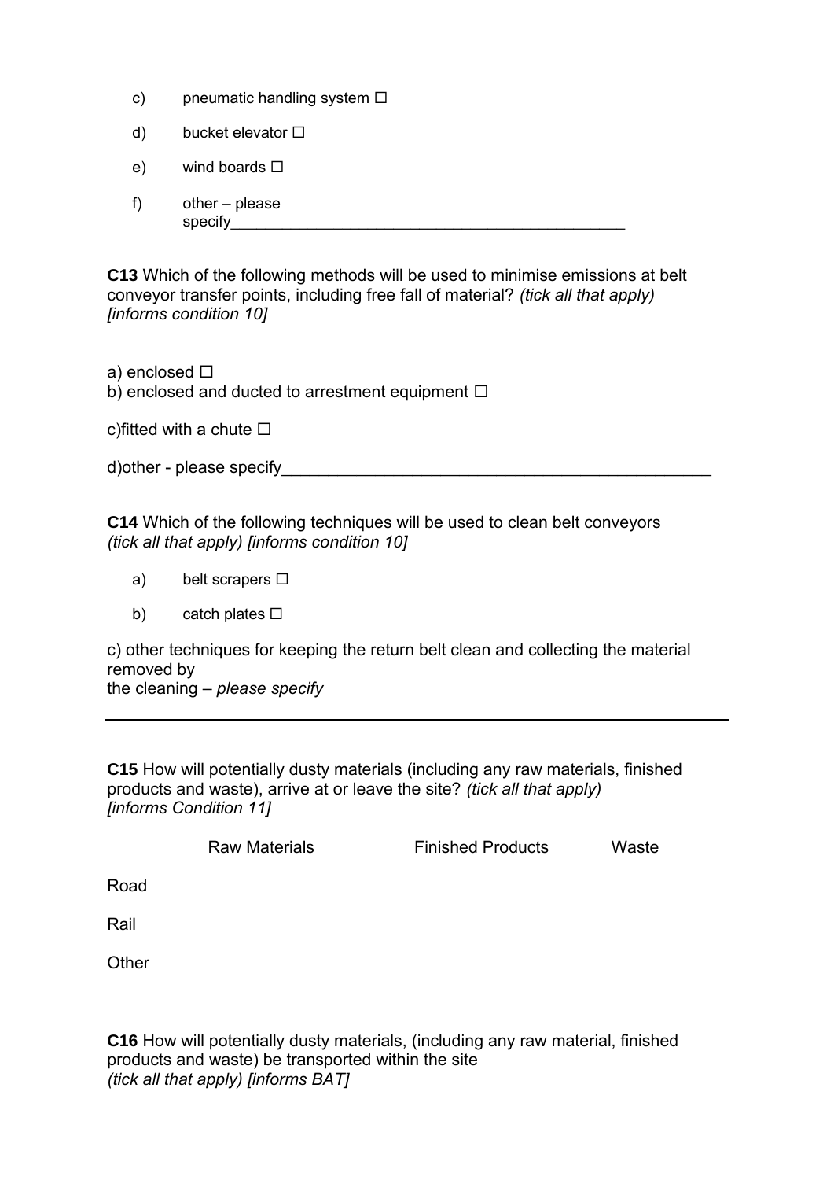c) pneumatic handling system ☐

d) bucket elevator ☐

e) wind boards ☐

f) other – please specify_______________________________________________

**C13** Which of the following methods will be used to minimise emissions at belt conveyor transfer points, including free fall of material? *(tick all that apply) [informs condition 10]*

a) enclosed ☐
b) enclosed and ducted to arrestment equipment ☐

c)fitted with a chute ☐

d)other - please specify_________________________________________________

**C14** Which of the following techniques will be used to clean belt conveyors *(tick all that apply) [informs condition 10]*

a) belt scrapers ☐

b) catch plates ☐

c) other techniques for keeping the return belt clean and collecting the material removed by
the cleaning – *please specify*

---

**C15** How will potentially dusty materials (including any raw materials, finished products and waste), arrive at or leave the site? *(tick all that apply) [informs Condition 11]*

| | Raw Materials | Finished Products | Waste |
|---|---|---|---|
| Road | | | |
| Rail | | | |
| Other | | | |

**C16** How will potentially dusty materials, (including any raw material, finished products and waste) be transported within the site
*(tick all that apply) [informs BAT]*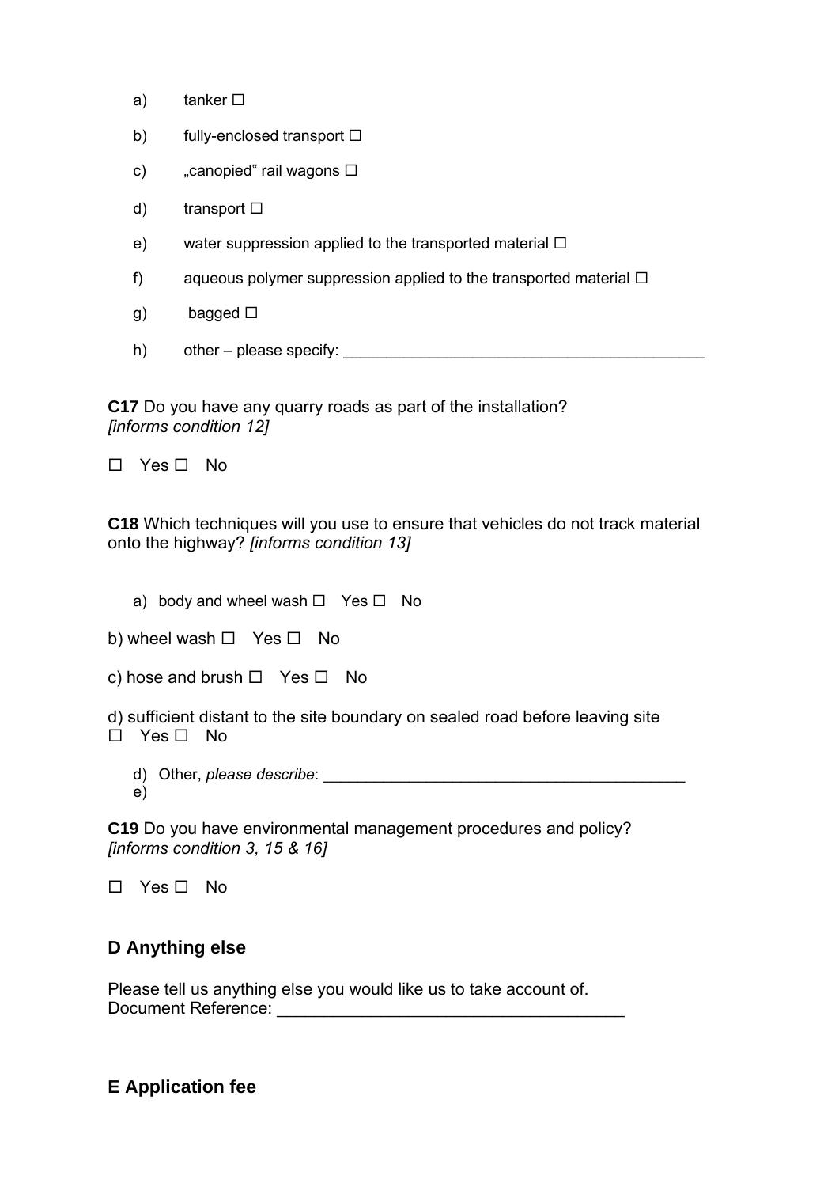a) tanker ☐

b) fully-enclosed transport ☐

c) „canopied" rail wagons ☐

d) transport ☐

e) water suppression applied to the transported material ☐

f) aqueous polymer suppression applied to the transported material ☐

g) bagged ☐

h) other – please specify: ________________________________________

**C17** Do you have any quarry roads as part of the installation? *[informs condition 12]*

☐ Yes ☐ No

**C18** Which techniques will you use to ensure that vehicles do not track material onto the highway? *[informs condition 13]*

a) body and wheel wash ☐ Yes ☐ No

b) wheel wash ☐ Yes ☐ No

c) hose and brush ☐ Yes ☐ No

d) sufficient distant to the site boundary on sealed road before leaving site
☐ Yes ☐ No

d) Other, *please describe*: ________________________________________
e)

**C19** Do you have environmental management procedures and policy? *[informs condition 3, 15 & 16]*

☐ Yes ☐ No

## D Anything else

Please tell us anything else you would like us to take account of.
Document Reference: ____________________________________

## E Application fee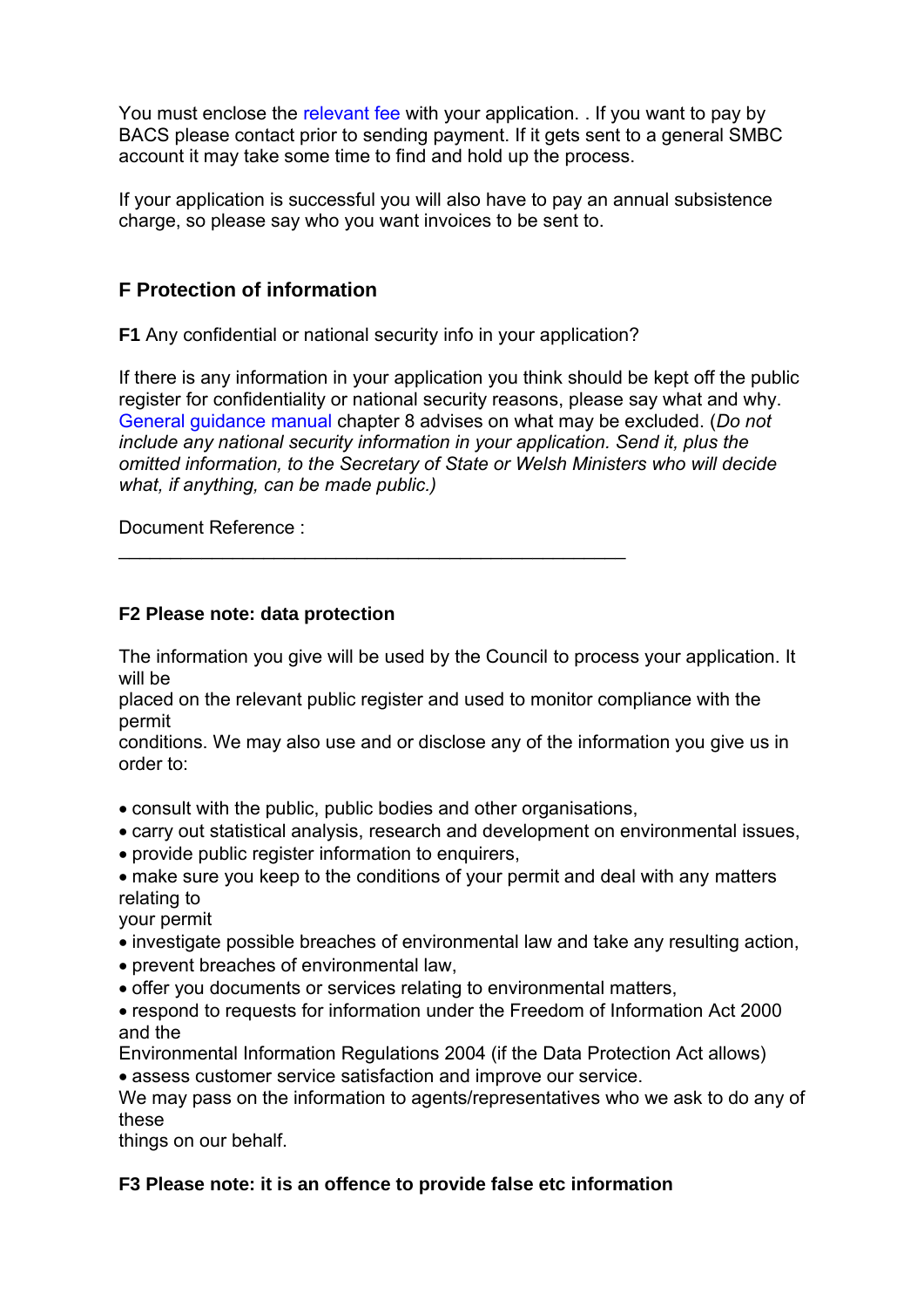You must enclose the relevant fee with your application. . If you want to pay by BACS please contact prior to sending payment. If it gets sent to a general SMBC account it may take some time to find and hold up the process.

If your application is successful you will also have to pay an annual subsistence charge, so please say who you want invoices to be sent to.

## F Protection of information

**F1** Any confidential or national security info in your application?

If there is any information in your application you think should be kept off the public register for confidentiality or national security reasons, please say what and why. General guidance manual chapter 8 advises on what may be excluded. (*Do not include any national security information in your application. Send it, plus the omitted information, to the Secretary of State or Welsh Ministers who will decide what, if anything, can be made public.)*

Document Reference : \_\_\_\_\_\_\_\_\_\_\_\_\_\_\_\_\_\_\_\_\_\_\_\_\_\_\_\_\_\_\_\_\_\_\_\_\_\_\_\_\_\_\_\_\_\_\_\_

**F2 Please note: data protection**

The information you give will be used by the Council to process your application. It will be placed on the relevant public register and used to monitor compliance with the permit conditions. We may also use and or disclose any of the information you give us in order to:

- consult with the public, public bodies and other organisations,
- carry out statistical analysis, research and development on environmental issues,
- provide public register information to enquirers,
- make sure you keep to the conditions of your permit and deal with any matters relating to your permit
- investigate possible breaches of environmental law and take any resulting action,
- prevent breaches of environmental law,
- offer you documents or services relating to environmental matters,
- respond to requests for information under the Freedom of Information Act 2000 and the Environmental Information Regulations 2004 (if the Data Protection Act allows)
- assess customer service satisfaction and improve our service.

We may pass on the information to agents/representatives who we ask to do any of these things on our behalf.

**F3 Please note: it is an offence to provide false etc information**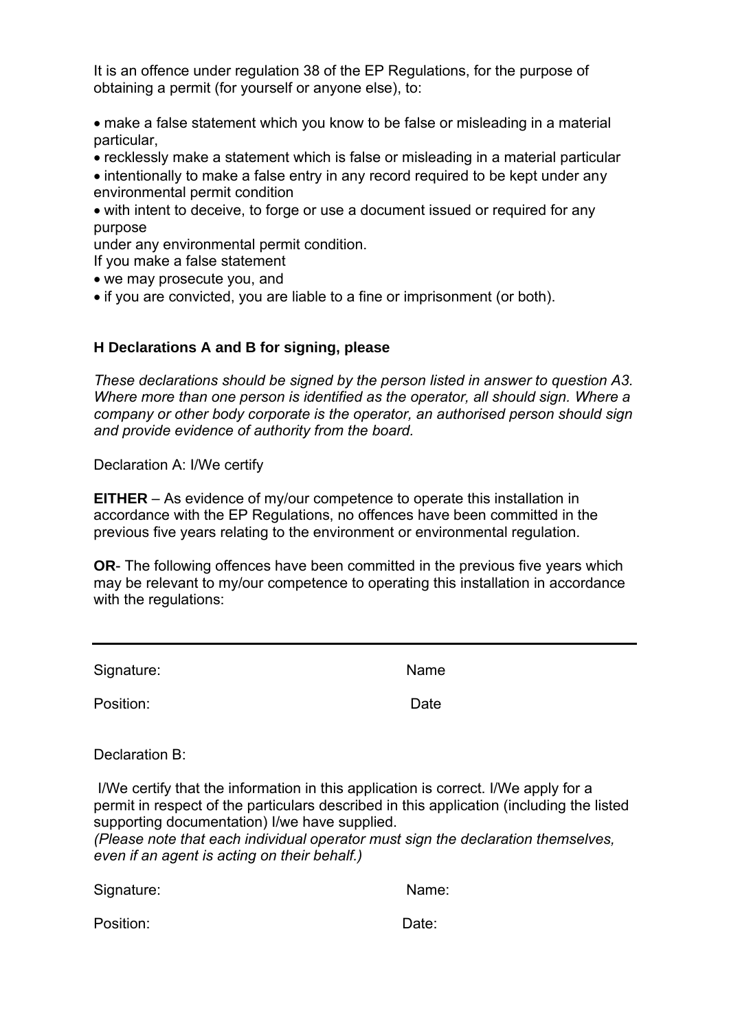It is an offence under regulation 38 of the EP Regulations, for the purpose of obtaining a permit (for yourself or anyone else), to:

- make a false statement which you know to be false or misleading in a material particular,
- recklessly make a statement which is false or misleading in a material particular
- intentionally to make a false entry in any record required to be kept under any environmental permit condition
- with intent to deceive, to forge or use a document issued or required for any purpose

under any environmental permit condition.

If you make a false statement

- we may prosecute you, and
- if you are convicted, you are liable to a fine or imprisonment (or both).

### H Declarations A and B for signing, please

*These declarations should be signed by the person listed in answer to question A3. Where more than one person is identified as the operator, all should sign. Where a company or other body corporate is the operator, an authorised person should sign and provide evidence of authority from the board.*

Declaration A: I/We certify

**EITHER** – As evidence of my/our competence to operate this installation in accordance with the EP Regulations, no offences have been committed in the previous five years relating to the environment or environmental regulation.

**OR**- The following offences have been committed in the previous five years which may be relevant to my/our competence to operating this installation in accordance with the regulations:

---

Signature: Name

Position: Date

Declaration B:

I/We certify that the information in this application is correct. I/We apply for a permit in respect of the particulars described in this application (including the listed supporting documentation) I/we have supplied.
*(Please note that each individual operator must sign the declaration themselves, even if an agent is acting on their behalf.)*

Signature: Name:

Position: Date: